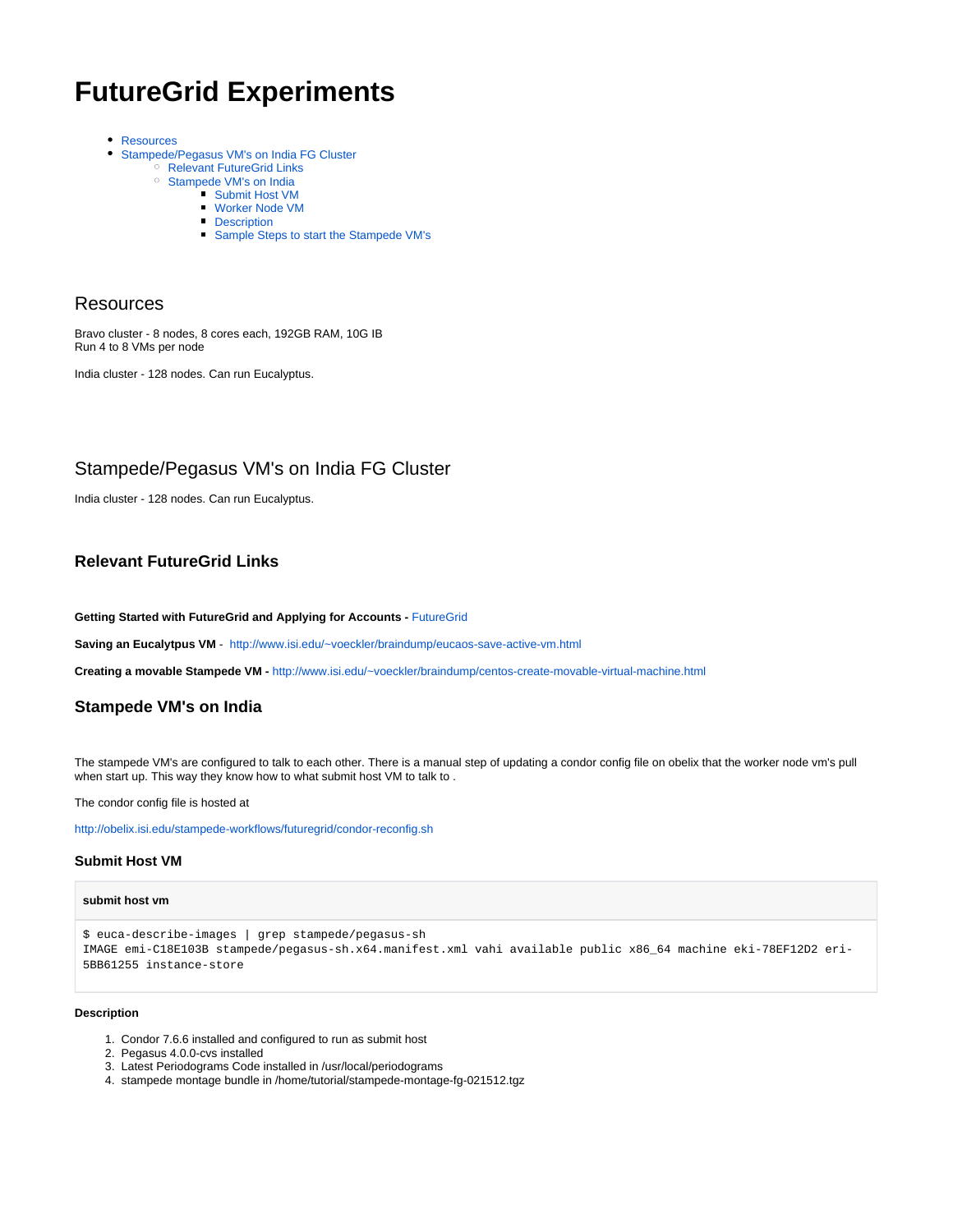# FutureGrid Experiments

- Resources
- Stampede/Pegasus VM's on India FG Cluster
  - Relevant FutureGrid Links
  - Stampede VM's on India
    - Submit Host VM
    - Worker Node VM
    - Description
    - Sample Steps to start the Stampede VM's

## Resources

Bravo cluster - 8 nodes, 8 cores each, 192GB RAM, 10G IB
Run 4 to 8 VMs per node

India cluster - 128 nodes. Can run Eucalyptus.

## Stampede/Pegasus VM's on India FG Cluster

India cluster - 128 nodes. Can run Eucalyptus.

### Relevant FutureGrid Links

**Getting Started with FutureGrid and Applying for Accounts -** FutureGrid

**Saving an Eucalyptus VM** - http://www.isi.edu/~voeckler/braindump/eucaos-save-active-vm.html

**Creating a movable Stampede VM -** http://www.isi.edu/~voeckler/braindump/centos-create-movable-virtual-machine.html

### Stampede VM's on India

The stampede VM's are configured to talk to each other. There is a manual step of updating a condor config file on obelix that the worker node vm's pull when start up. This way they know how to what submit host VM to talk to .

The condor config file is hosted at

http://obelix.isi.edu/stampede-workflows/futuregrid/condor-reconfig.sh

#### Submit Host VM

**submit host vm**

```
$ euca-describe-images | grep stampede/pegasus-sh
IMAGE emi-C18E103B stampede/pegasus-sh.x64.manifest.xml vahi available public x86_64 machine eki-78EF12D2 eri-5BB61255 instance-store
```

##### Description

1. Condor 7.6.6 installed and configured to run as submit host
2. Pegasus 4.0.0-cvs installed
3. Latest Periodograms Code installed in /usr/local/periodograms
4. stampede montage bundle in /home/tutorial/stampede-montage-fg-021512.tgz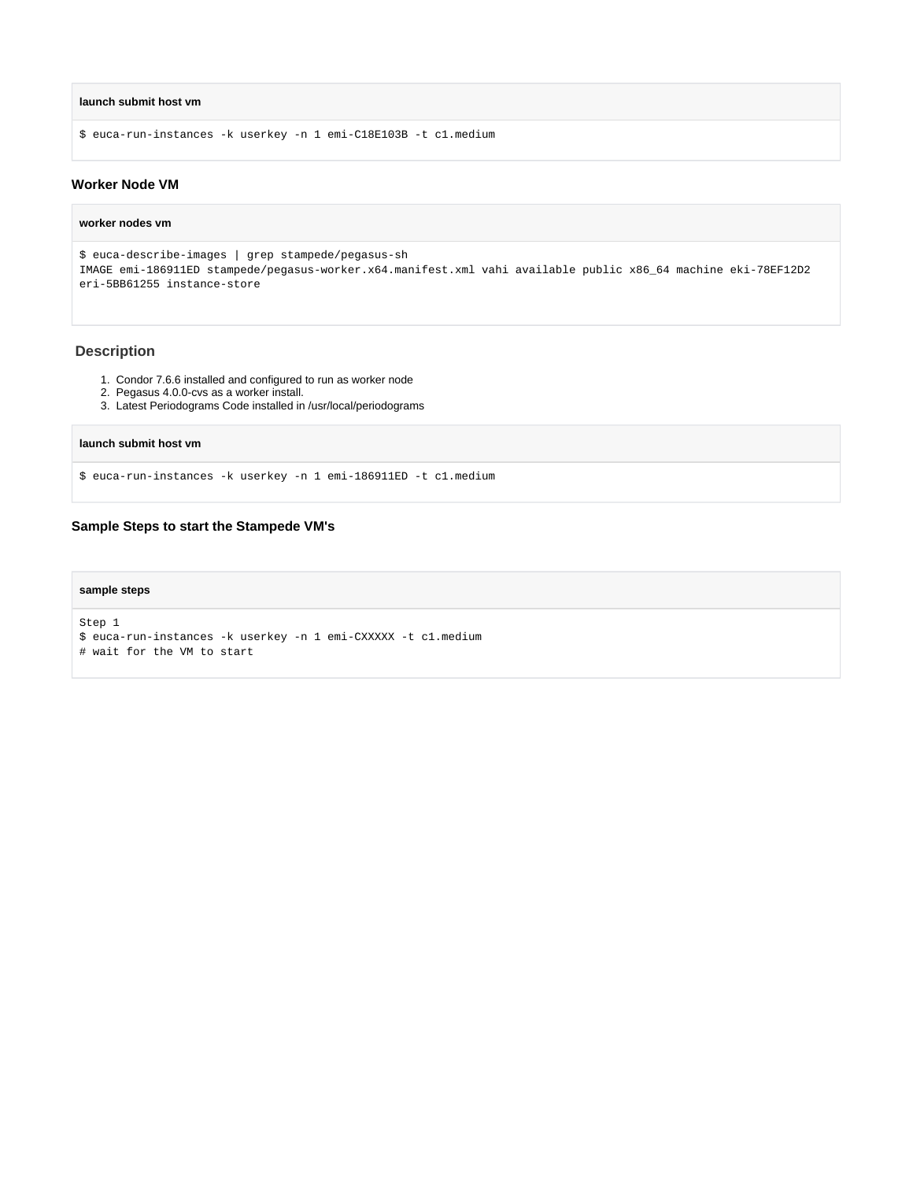**launch submit host vm**

```
$ euca-run-instances -k userkey -n 1 emi-C18E103B -t c1.medium
```

### Worker Node VM

**worker nodes vm**

```
$ euca-describe-images | grep stampede/pegasus-sh
IMAGE emi-186911ED stampede/pegasus-worker.x64.manifest.xml vahi available public x86_64 machine eki-78EF12D2
eri-5BB61255 instance-store
```

#### Description

1. Condor 7.6.6 installed and configured to run as worker node
2. Pegasus 4.0.0-cvs as a worker install.
3. Latest Periodograms Code installed in /usr/local/periodograms

**launch submit host vm**

```
$ euca-run-instances -k userkey -n 1 emi-186911ED -t c1.medium
```

### Sample Steps to start the Stampede VM's

**sample steps**

```
Step 1
$ euca-run-instances -k userkey -n 1 emi-CXXXXX -t c1.medium
# wait for the VM to start
```